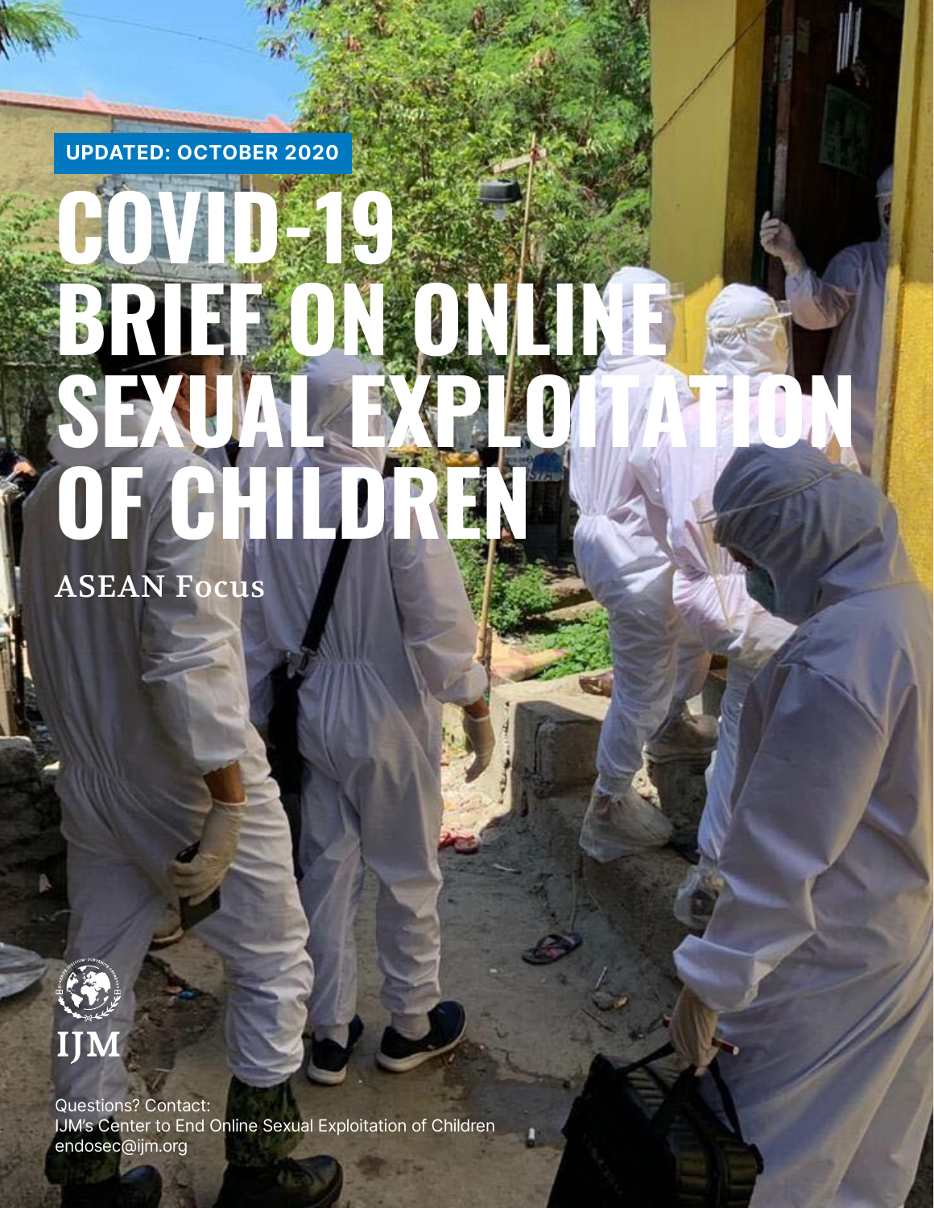**UPDATED: OCTOBER 2020**

# COVID-19 BRIEF ON ONLINE SEXUAL EXPLOITATION OF CHILDREN

## ASEAN Focus

IJM

Questions? Contact:
IJM's Center to End Online Sexual Exploitation of Children
endosec@ijm.org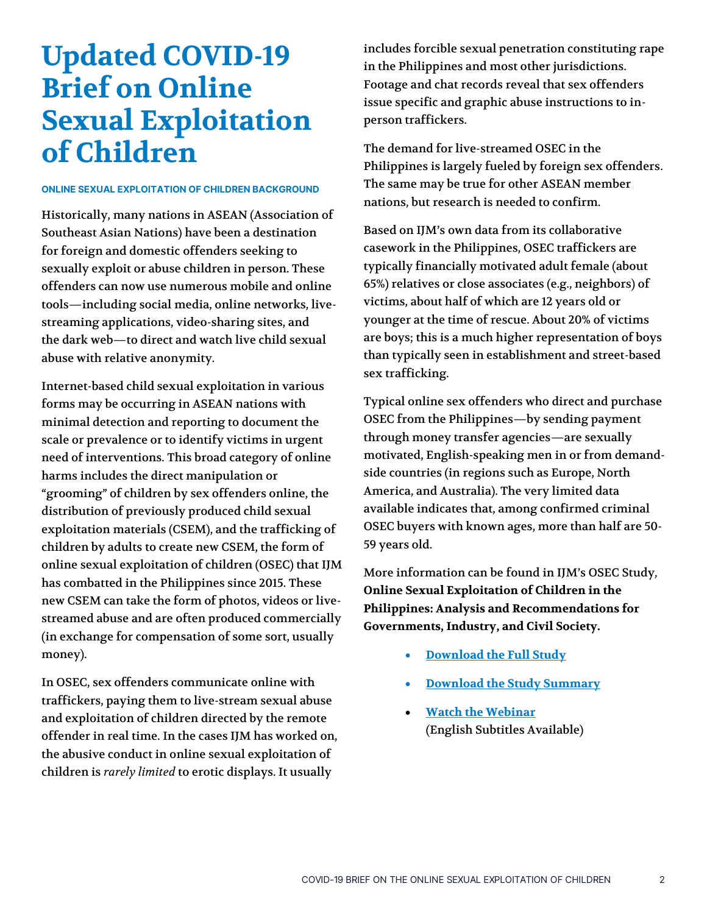# Updated COVID-19 Brief on Online Sexual Exploitation of Children

#### ONLINE SEXUAL EXPLOITATION OF CHILDREN BACKGROUND

Historically, many nations in ASEAN (Association of Southeast Asian Nations) have been a destination for foreign and domestic offenders seeking to sexually exploit or abuse children in person. These offenders can now use numerous mobile and online tools—including social media, online networks, live-streaming applications, video-sharing sites, and the dark web—to direct and watch live child sexual abuse with relative anonymity.

Internet-based child sexual exploitation in various forms may be occurring in ASEAN nations with minimal detection and reporting to document the scale or prevalence or to identify victims in urgent need of interventions. This broad category of online harms includes the direct manipulation or "grooming" of children by sex offenders online, the distribution of previously produced child sexual exploitation materials (CSEM), and the trafficking of children by adults to create new CSEM, the form of online sexual exploitation of children (OSEC) that IJM has combatted in the Philippines since 2015. These new CSEM can take the form of photos, videos or live-streamed abuse and are often produced commercially (in exchange for compensation of some sort, usually money).

In OSEC, sex offenders communicate online with traffickers, paying them to live-stream sexual abuse and exploitation of children directed by the remote offender in real time. In the cases IJM has worked on, the abusive conduct in online sexual exploitation of children is *rarely limited* to erotic displays. It usually includes forcible sexual penetration constituting rape in the Philippines and most other jurisdictions. Footage and chat records reveal that sex offenders issue specific and graphic abuse instructions to in-person traffickers.

The demand for live-streamed OSEC in the Philippines is largely fueled by foreign sex offenders. The same may be true for other ASEAN member nations, but research is needed to confirm.

Based on IJM's own data from its collaborative casework in the Philippines, OSEC traffickers are typically financially motivated adult female (about 65%) relatives or close associates (e.g., neighbors) of victims, about half of which are 12 years old or younger at the time of rescue. About 20% of victims are boys; this is a much higher representation of boys than typically seen in establishment and street-based sex trafficking.

Typical online sex offenders who direct and purchase OSEC from the Philippines—by sending payment through money transfer agencies—are sexually motivated, English-speaking men in or from demand-side countries (in regions such as Europe, North America, and Australia). The very limited data available indicates that, among confirmed criminal OSEC buyers with known ages, more than half are 50-59 years old.

More information can be found in IJM's OSEC Study, **Online Sexual Exploitation of Children in the Philippines: Analysis and Recommendations for Governments, Industry, and Civil Society.**

- **Download the Full Study**
- **Download the Study Summary**
- **Watch the Webinar** (English Subtitles Available)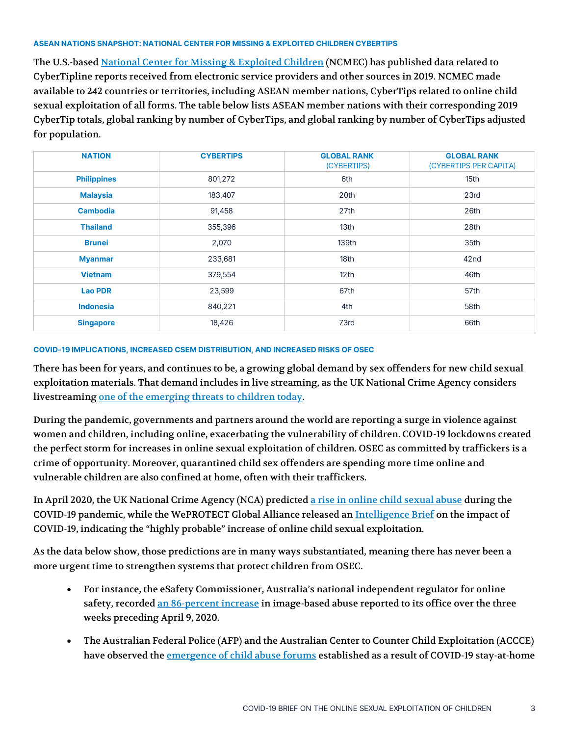#### ASEAN NATIONS SNAPSHOT: NATIONAL CENTER FOR MISSING & EXPLOITED CHILDREN CYBERTIPS

The U.S.-based National Center for Missing & Exploited Children (NCMEC) has published data related to CyberTipline reports received from electronic service providers and other sources in 2019. NCMEC made available to 242 countries or territories, including ASEAN member nations, CyberTips related to online child sexual exploitation of all forms. The table below lists ASEAN member nations with their corresponding 2019 CyberTip totals, global ranking by number of CyberTips, and global ranking by number of CyberTips adjusted for population.

| NATION | CYBERTIPS | GLOBAL RANK (CYBERTIPS) | GLOBAL RANK (CYBERTIPS PER CAPITA) |
|---|---|---|---|
| Philippines | 801,272 | 6th | 15th |
| Malaysia | 183,407 | 20th | 23rd |
| Cambodia | 91,458 | 27th | 26th |
| Thailand | 355,396 | 13th | 28th |
| Brunei | 2,070 | 139th | 35th |
| Myanmar | 233,681 | 18th | 42nd |
| Vietnam | 379,554 | 12th | 46th |
| Lao PDR | 23,599 | 67th | 57th |
| Indonesia | 840,221 | 4th | 58th |
| Singapore | 18,426 | 73rd | 66th |

#### COVID-19 IMPLICATIONS, INCREASED CSEM DISTRIBUTION, AND INCREASED RISKS OF OSEC

There has been for years, and continues to be, a growing global demand by sex offenders for new child sexual exploitation materials. That demand includes in live streaming, as the UK National Crime Agency considers livestreaming one of the emerging threats to children today.

During the pandemic, governments and partners around the world are reporting a surge in violence against women and children, including online, exacerbating the vulnerability of children. COVID-19 lockdowns created the perfect storm for increases in online sexual exploitation of children. OSEC as committed by traffickers is a crime of opportunity. Moreover, quarantined child sex offenders are spending more time online and vulnerable children are also confined at home, often with their traffickers.

In April 2020, the UK National Crime Agency (NCA) predicted a rise in online child sexual abuse during the COVID-19 pandemic, while the WePROTECT Global Alliance released an Intelligence Brief on the impact of COVID-19, indicating the "highly probable" increase of online child sexual exploitation.

As the data below show, those predictions are in many ways substantiated, meaning there has never been a more urgent time to strengthen systems that protect children from OSEC.

- For instance, the eSafety Commissioner, Australia's national independent regulator for online safety, recorded an 86-percent increase in image-based abuse reported to its office over the three weeks preceding April 9, 2020.
- The Australian Federal Police (AFP) and the Australian Center to Counter Child Exploitation (ACCCE) have observed the emergence of child abuse forums established as a result of COVID-19 stay-at-home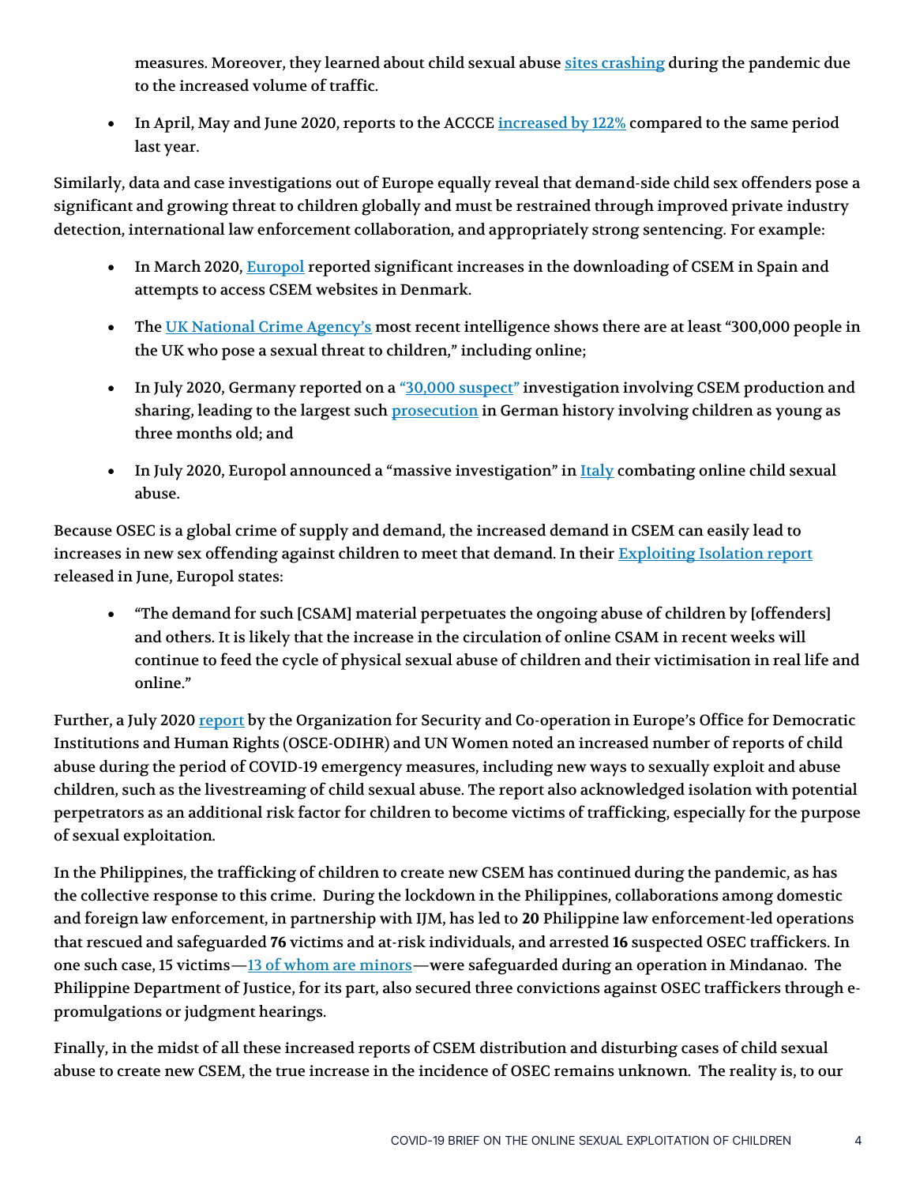measures. Moreover, they learned about child sexual abuse sites crashing during the pandemic due to the increased volume of traffic.

- In April, May and June 2020, reports to the ACCCE increased by 122% compared to the same period last year.

Similarly, data and case investigations out of Europe equally reveal that demand-side child sex offenders pose a significant and growing threat to children globally and must be restrained through improved private industry detection, international law enforcement collaboration, and appropriately strong sentencing. For example:

- In March 2020, Europol reported significant increases in the downloading of CSEM in Spain and attempts to access CSEM websites in Denmark.
- The UK National Crime Agency's most recent intelligence shows there are at least "300,000 people in the UK who pose a sexual threat to children," including online;
- In July 2020, Germany reported on a "30,000 suspect" investigation involving CSEM production and sharing, leading to the largest such prosecution in German history involving children as young as three months old; and
- In July 2020, Europol announced a "massive investigation" in Italy combating online child sexual abuse.

Because OSEC is a global crime of supply and demand, the increased demand in CSEM can easily lead to increases in new sex offending against children to meet that demand. In their Exploiting Isolation report released in June, Europol states:

- "The demand for such [CSAM] material perpetuates the ongoing abuse of children by [offenders] and others. It is likely that the increase in the circulation of online CSAM in recent weeks will continue to feed the cycle of physical sexual abuse of children and their victimisation in real life and online."

Further, a July 2020 report by the Organization for Security and Co-operation in Europe's Office for Democratic Institutions and Human Rights (OSCE-ODIHR) and UN Women noted an increased number of reports of child abuse during the period of COVID-19 emergency measures, including new ways to sexually exploit and abuse children, such as the livestreaming of child sexual abuse. The report also acknowledged isolation with potential perpetrators as an additional risk factor for children to become victims of trafficking, especially for the purpose of sexual exploitation.

In the Philippines, the trafficking of children to create new CSEM has continued during the pandemic, as has the collective response to this crime. During the lockdown in the Philippines, collaborations among domestic and foreign law enforcement, in partnership with IJM, has led to **20** Philippine law enforcement-led operations that rescued and safeguarded **76** victims and at-risk individuals, and arrested **16** suspected OSEC traffickers. In one such case, 15 victims—13 of whom are minors—were safeguarded during an operation in Mindanao. The Philippine Department of Justice, for its part, also secured three convictions against OSEC traffickers through e-promulgations or judgment hearings.

Finally, in the midst of all these increased reports of CSEM distribution and disturbing cases of child sexual abuse to create new CSEM, the true increase in the incidence of OSEC remains unknown. The reality is, to our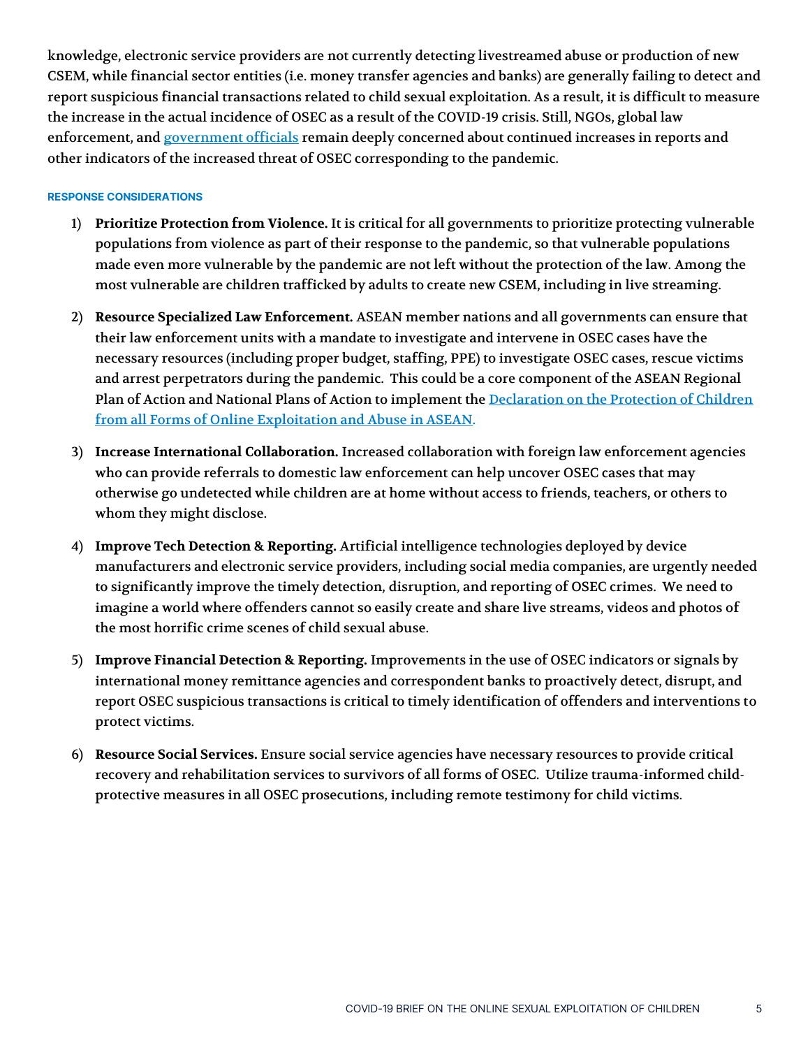knowledge, electronic service providers are not currently detecting livestreamed abuse or production of new CSEM, while financial sector entities (i.e. money transfer agencies and banks) are generally failing to detect and report suspicious financial transactions related to child sexual exploitation. As a result, it is difficult to measure the increase in the actual incidence of OSEC as a result of the COVID-19 crisis. Still, NGOs, global law enforcement, and government officials remain deeply concerned about continued increases in reports and other indicators of the increased threat of OSEC corresponding to the pandemic.

#### RESPONSE CONSIDERATIONS

1) **Prioritize Protection from Violence.** It is critical for all governments to prioritize protecting vulnerable populations from violence as part of their response to the pandemic, so that vulnerable populations made even more vulnerable by the pandemic are not left without the protection of the law. Among the most vulnerable are children trafficked by adults to create new CSEM, including in live streaming.

2) **Resource Specialized Law Enforcement.** ASEAN member nations and all governments can ensure that their law enforcement units with a mandate to investigate and intervene in OSEC cases have the necessary resources (including proper budget, staffing, PPE) to investigate OSEC cases, rescue victims and arrest perpetrators during the pandemic. This could be a core component of the ASEAN Regional Plan of Action and National Plans of Action to implement the Declaration on the Protection of Children from all Forms of Online Exploitation and Abuse in ASEAN.

3) **Increase International Collaboration.** Increased collaboration with foreign law enforcement agencies who can provide referrals to domestic law enforcement can help uncover OSEC cases that may otherwise go undetected while children are at home without access to friends, teachers, or others to whom they might disclose.

4) **Improve Tech Detection & Reporting.** Artificial intelligence technologies deployed by device manufacturers and electronic service providers, including social media companies, are urgently needed to significantly improve the timely detection, disruption, and reporting of OSEC crimes. We need to imagine a world where offenders cannot so easily create and share live streams, videos and photos of the most horrific crime scenes of child sexual abuse.

5) **Improve Financial Detection & Reporting.** Improvements in the use of OSEC indicators or signals by international money remittance agencies and correspondent banks to proactively detect, disrupt, and report OSEC suspicious transactions is critical to timely identification of offenders and interventions to protect victims.

6) **Resource Social Services.** Ensure social service agencies have necessary resources to provide critical recovery and rehabilitation services to survivors of all forms of OSEC. Utilize trauma-informed child-protective measures in all OSEC prosecutions, including remote testimony for child victims.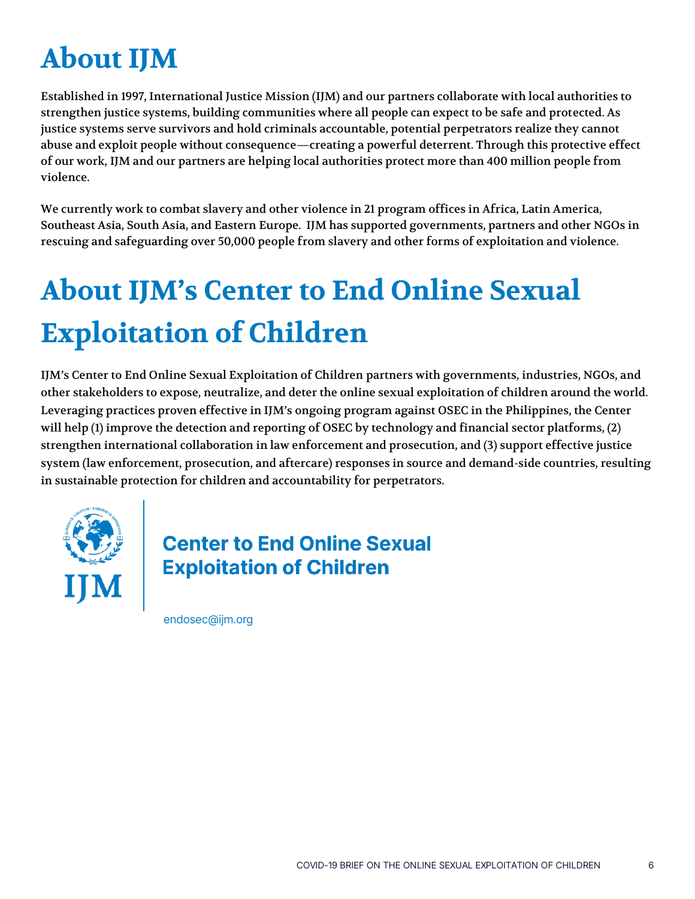# About IJM

Established in 1997, International Justice Mission (IJM) and our partners collaborate with local authorities to strengthen justice systems, building communities where all people can expect to be safe and protected. As justice systems serve survivors and hold criminals accountable, potential perpetrators realize they cannot abuse and exploit people without consequence—creating a powerful deterrent. Through this protective effect of our work, IJM and our partners are helping local authorities protect more than 400 million people from violence.

We currently work to combat slavery and other violence in 21 program offices in Africa, Latin America, Southeast Asia, South Asia, and Eastern Europe. IJM has supported governments, partners and other NGOs in rescuing and safeguarding over 50,000 people from slavery and other forms of exploitation and violence.

# About IJM's Center to End Online Sexual Exploitation of Children

IJM's Center to End Online Sexual Exploitation of Children partners with governments, industries, NGOs, and other stakeholders to expose, neutralize, and deter the online sexual exploitation of children around the world. Leveraging practices proven effective in IJM's ongoing program against OSEC in the Philippines, the Center will help (1) improve the detection and reporting of OSEC by technology and financial sector platforms, (2) strengthen international collaboration in law enforcement and prosecution, and (3) support effective justice system (law enforcement, prosecution, and aftercare) responses in source and demand-side countries, resulting in sustainable protection for children and accountability for perpetrators.

IJM

**Center to End Online Sexual Exploitation of Children**

endosec@ijm.org